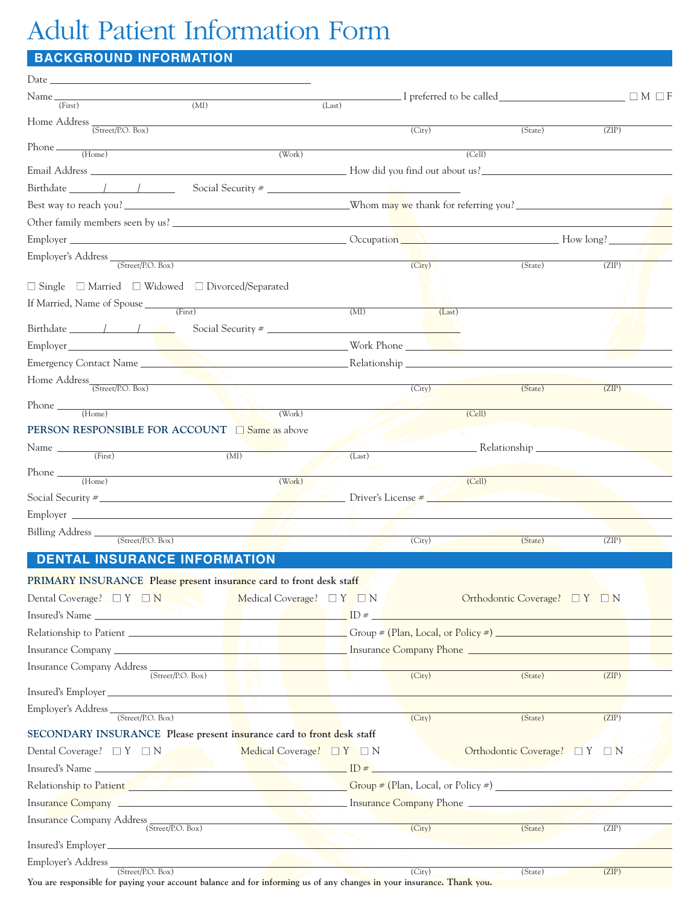# Adult Patient Information Form

## BACKGROUND INFORMATION

Date ________________________________

Name ____________________ (First) ____________ (MI) ____________________ (Last) I preferred to be called ____________________ ☐ M ☐ F

Home Address ____________________ (Street/P.O. Box) ____________ (City) ________ (State) ________ (ZIP)

Phone ____________ (Home) ____________ (Work) ____________ (Cell)

Email Address ____________________ How did you find out about us? ____________________

Birthdate ____/____/____ Social Security # ____________________

Best way to reach you? ____________________ Whom may we thank for referring you? ____________________

Other family members seen by us? ____________________

Employer ____________________ Occupation ____________________ How long? ________

Employer's Address ____________________ (Street/P.O. Box) ____________ (City) ________ (State) ________ (ZIP)

☐ Single ☐ Married ☐ Widowed ☐ Divorced/Separated

If Married, Name of Spouse ____________________ (First) ____________ (MI) ____________________ (Last)

Birthdate ____/____/____ Social Security # ____________________

Employer ____________________ Work Phone ____________________

Emergency Contact Name ____________________ Relationship ____________________

Home Address ____________________ (Street/P.O. Box) ____________ (City) ________ (State) ________ (ZIP)

Phone ____________ (Home) ____________ (Work) ____________ (Cell)

### PERSON RESPONSIBLE FOR ACCOUNT ☐ Same as above

Name ____________________ (First) ____________ (MI) ____________________ (Last) Relationship ____________________

Phone ____________ (Home) ____________ (Work) ____________ (Cell)

Social Security # ____________________ Driver's License # ____________________

Employer ____________________

Billing Address ____________________ (Street/P.O. Box) ____________ (City) ________ (State) ________ (ZIP)

## DENTAL INSURANCE INFORMATION

### PRIMARY INSURANCE **Please present insurance card to front desk staff**

Dental Coverage? ☐ Y ☐ N Medical Coverage? ☐ Y ☐ N Orthodontic Coverage? ☐ Y ☐ N

Insured's Name ____________________ ID # ____________________

Relationship to Patient ____________________ Group # (Plan, Local, or Policy #) ____________________

Insurance Company ____________________ Insurance Company Phone ____________________

Insurance Company Address ____________________ (Street/P.O. Box) ____________ (City) ________ (State) ________ (ZIP)

Insured's Employer ____________________

Employer's Address ____________________ (Street/P.O. Box) ____________ (City) ________ (State) ________ (ZIP)

### SECONDARY INSURANCE **Please present insurance card to front desk staff**

Dental Coverage? ☐ Y ☐ N Medical Coverage? ☐ Y ☐ N Orthodontic Coverage? ☐ Y ☐ N

Insured's Name ____________________ ID # ____________________

Relationship to Patient ____________________ Group # (Plan, Local, or Policy #) ____________________

Insurance Company ____________________ Insurance Company Phone ____________________

Insurance Company Address ____________________ (Street/P.O. Box) ____________ (City) ________ (State) ________ (ZIP)

Insured's Employer ____________________

Employer's Address ____________________ (Street/P.O. Box) ____________ (City) ________ (State) ________ (ZIP)

**You are responsible for paying your account balance and for informing us of any changes in your insurance. Thank you.**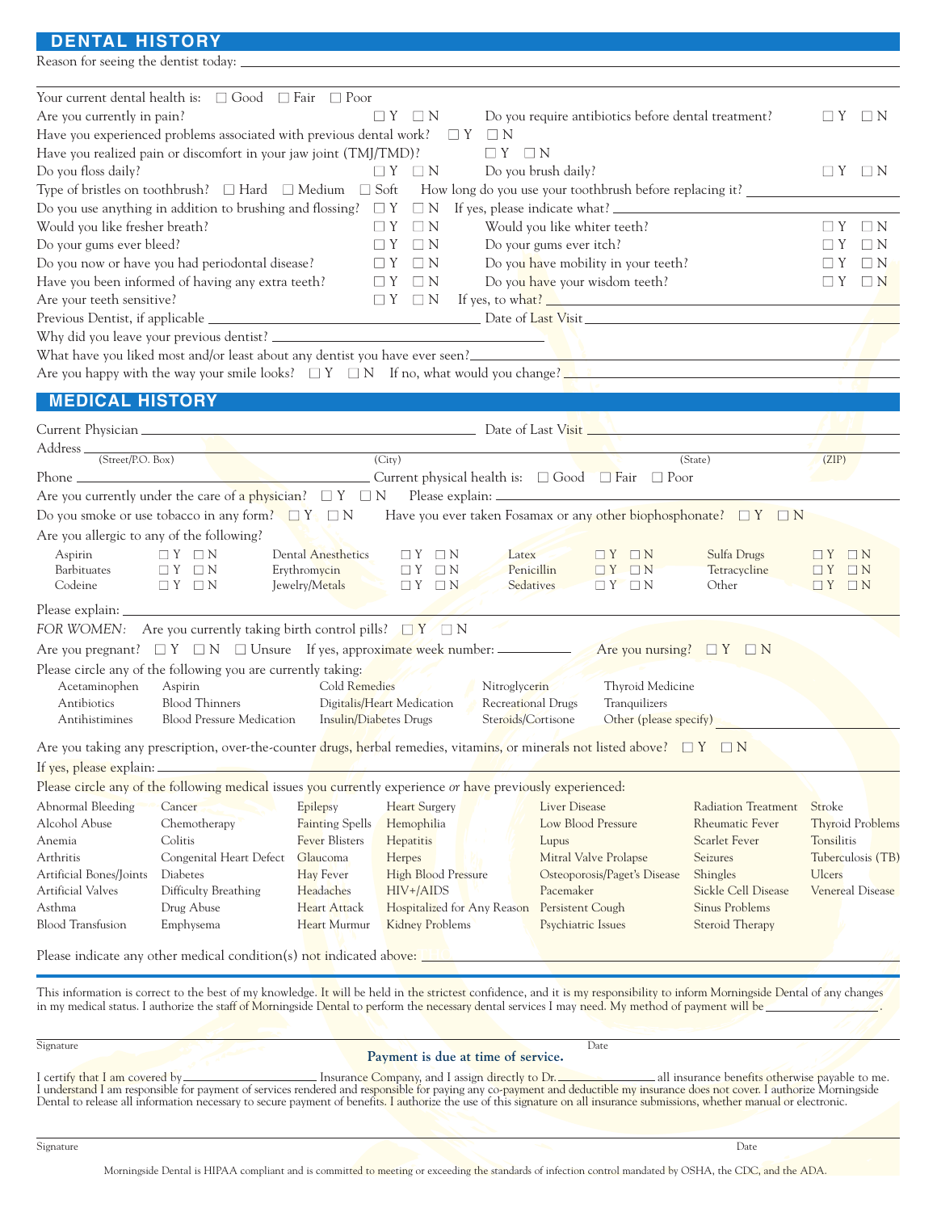## DENTAL HISTORY

Reason for seeing the dentist today: \_\_\_\_\_\_\_\_\_\_\_\_\_\_\_\_\_\_\_\_\_\_\_\_\_\_\_\_\_\_

Your current dental health is: ☐ Good ☐ Fair ☐ Poor

Are you currently in pain? ☐ Y ☐ N

Do you require antibiotics before dental treatment? ☐ Y ☐ N

Have you experienced problems associated with previous dental work? ☐ Y ☐ N

Have you realized pain or discomfort in your jaw joint (TMJ/TMD)? ☐ Y ☐ N

Do you floss daily? ☐ Y ☐ N

Do you brush daily? ☐ Y ☐ N

Type of bristles on toothbrush? ☐ Hard ☐ Medium ☐ Soft

How long do you use your toothbrush before replacing it? \_\_\_\_\_\_\_\_\_\_\_\_\_\_\_\_

Do you use anything in addition to brushing and flossing? ☐ Y ☐ N If yes, please indicate what? \_\_\_\_\_\_\_\_\_\_\_\_\_\_\_\_

Would you like fresher breath? ☐ Y ☐ N

Would you like whiter teeth? ☐ Y ☐ N

Do your gums ever bleed? ☐ Y ☐ N

Do your gums ever itch? ☐ Y ☐ N

Do you now or have you had periodontal disease? ☐ Y ☐ N

Do you have mobility in your teeth? ☐ Y ☐ N

Have you been informed of having any extra teeth? ☐ Y ☐ N

Do you have your wisdom teeth? ☐ Y ☐ N

Are your teeth sensitive? ☐ Y ☐ N If yes, to what? \_\_\_\_\_\_\_\_\_\_\_\_\_\_\_\_

Previous Dentist, if applicable \_\_\_\_\_\_\_\_\_\_\_\_\_\_\_\_ Date of Last Visit \_\_\_\_\_\_\_\_\_\_\_\_\_\_\_\_

Why did you leave your previous dentist? \_\_\_\_\_\_\_\_\_\_\_\_\_\_\_\_

What have you liked most and/or least about any dentist you have ever seen? \_\_\_\_\_\_\_\_\_\_\_\_\_\_\_\_

Are you happy with the way your smile looks? ☐ Y ☐ N If no, what would you change? \_\_\_\_\_\_\_\_\_\_\_\_\_\_\_\_

## MEDICAL HISTORY

Current Physician \_\_\_\_\_\_\_\_\_\_\_\_\_\_\_\_ Date of Last Visit \_\_\_\_\_\_\_\_\_\_\_\_\_\_\_\_

Address \_\_\_\_\_\_\_\_\_\_\_\_\_\_\_\_
(Street/P.O. Box) (City) (State) (ZIP)

Phone \_\_\_\_\_\_\_\_\_\_\_\_\_\_\_\_ Current physical health is: ☐ Good ☐ Fair ☐ Poor

Are you currently under the care of a physician? ☐ Y ☐ N Please explain: \_\_\_\_\_\_\_\_\_\_\_\_\_\_\_\_

Do you smoke or use tobacco in any form? ☐ Y ☐ N

Have you ever taken Fosamax or any other biophosphonate? ☐ Y ☐ N

Are you allergic to any of the following?

| | | | | | | | |
|---|---|---|---|---|---|---|---|
| Aspirin | ☐ Y ☐ N | Dental Anesthetics | ☐ Y ☐ N | Latex | ☐ Y ☐ N | Sulfa Drugs | ☐ Y ☐ N |
| Barbituates | ☐ Y ☐ N | Erythromycin | ☐ Y ☐ N | Penicillin | ☐ Y ☐ N | Tetracycline | ☐ Y ☐ N |
| Codeine | ☐ Y ☐ N | Jewelry/Metals | ☐ Y ☐ N | Sedatives | ☐ Y ☐ N | Other | ☐ Y ☐ N |

Please explain: \_\_\_\_\_\_\_\_\_\_\_\_\_\_\_\_

*FOR WOMEN:* Are you currently taking birth control pills? ☐ Y ☐ N

Are you pregnant? ☐ Y ☐ N ☐ Unsure If yes, approximate week number: \_\_\_\_\_\_\_\_ Are you nursing? ☐ Y ☐ N

Please circle any of the following you are currently taking:

| | | | | | |
|---|---|---|---|---|---|
| Acetaminophen | Aspirin | Cold Remedies | Nitroglycerin | Thyroid Medicine |
| Antibiotics | Blood Thinners | Digitalis/Heart Medication | Recreational Drugs | Tranquilizers |
| Antihistimines | Blood Pressure Medication | Insulin/Diabetes Drugs | Steroids/Cortisone | Other (please specify) \_\_\_\_\_\_\_\_ |

Are you taking any prescription, over-the-counter drugs, herbal remedies, vitamins, or minerals not listed above? ☐ Y ☐ N

If yes, please explain: \_\_\_\_\_\_\_\_\_\_\_\_\_\_\_\_

Please circle any of the following medical issues you currently experience *or* have previously experienced:

| | | | | | | |
|---|---|---|---|---|---|---|
| Abnormal Bleeding | Cancer | Epilepsy | Heart Surgery | Liver Disease | Radiation Treatment | Stroke |
| Alcohol Abuse | Chemotherapy | Fainting Spells | Hemophilia | Low Blood Pressure | Rheumatic Fever | Thyroid Problems |
| Anemia | Colitis | Fever Blisters | Hepatitis | Lupus | Scarlet Fever | Tonsilitis |
| Arthritis | Congenital Heart Defect | Glaucoma | Herpes | Mitral Valve Prolapse | Seizures | Tuberculosis (TB) |
| Artificial Bones/Joints | Diabetes | Hay Fever | High Blood Pressure | Osteoporosis/Paget's Disease | Shingles | Ulcers |
| Artificial Valves | Difficulty Breathing | Headaches | HIV+/AIDS | Pacemaker | Sickle Cell Disease | Venereal Disease |
| Asthma | Drug Abuse | Heart Attack | Hospitalized for Any Reason | Persistent Cough | Sinus Problems | |
| Blood Transfusion | Emphysema | Heart Murmur | Kidney Problems | Psychiatric Issues | Steroid Therapy | |

Please indicate any other medical condition(s) not indicated above: \_\_\_\_\_\_\_\_\_\_\_\_\_\_\_\_

This information is correct to the best of my knowledge. It will be held in the strictest confidence, and it is my responsibility to inform Morningside Dental of any changes in my medical status. I authorize the staff of Morningside Dental to perform the necessary dental services I may need. My method of payment will be \_\_\_\_\_\_\_\_\_\_\_\_\_\_\_\_.

Signature \_\_\_\_\_\_\_\_\_\_\_\_\_\_\_\_ Date \_\_\_\_\_\_\_\_

**Payment is due at time of service.**

I certify that I am covered by \_\_\_\_\_\_\_\_\_\_\_\_\_\_\_\_ Insurance Company, and I assign directly to Dr. \_\_\_\_\_\_\_\_\_\_\_\_\_\_\_\_ all insurance benefits otherwise payable to me. I understand I am responsible for payment of services rendered and responsible for paying any co-payment and deductible my insurance does not cover. I authorize Morningside Dental to release all information necessary to secure payment of benefits. I authorize the use of this signature on all insurance submissions, whether manual or electronic.

Signature \_\_\_\_\_\_\_\_\_\_\_\_\_\_\_\_ Date \_\_\_\_\_\_\_\_

Morningside Dental is HIPAA compliant and is committed to meeting or exceeding the standards of infection control mandated by OSHA, the CDC, and the ADA.